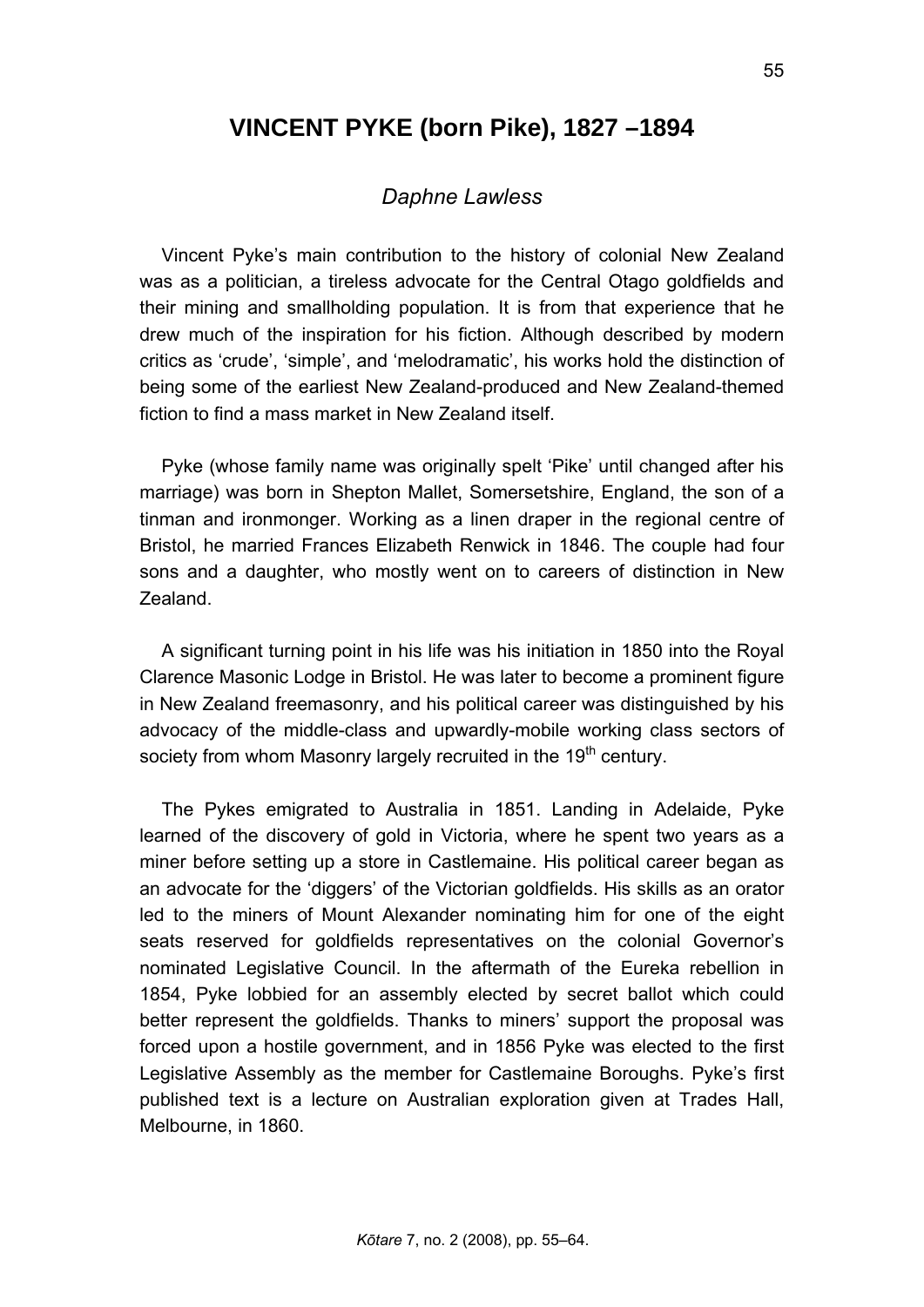# VINCENT PYKE (born Pike), 1827 –1894

*Daphne Lawless*

Vincent Pyke's main contribution to the history of colonial New Zealand was as a politician, a tireless advocate for the Central Otago goldfields and their mining and smallholding population. It is from that experience that he drew much of the inspiration for his fiction. Although described by modern critics as 'crude', 'simple', and 'melodramatic', his works hold the distinction of being some of the earliest New Zealand-produced and New Zealand-themed fiction to find a mass market in New Zealand itself.

Pyke (whose family name was originally spelt 'Pike' until changed after his marriage) was born in Shepton Mallet, Somersetshire, England, the son of a tinman and ironmonger. Working as a linen draper in the regional centre of Bristol, he married Frances Elizabeth Renwick in 1846. The couple had four sons and a daughter, who mostly went on to careers of distinction in New Zealand.

A significant turning point in his life was his initiation in 1850 into the Royal Clarence Masonic Lodge in Bristol. He was later to become a prominent figure in New Zealand freemasonry, and his political career was distinguished by his advocacy of the middle-class and upwardly-mobile working class sectors of society from whom Masonry largely recruited in the 19th century.

The Pykes emigrated to Australia in 1851. Landing in Adelaide, Pyke learned of the discovery of gold in Victoria, where he spent two years as a miner before setting up a store in Castlemaine. His political career began as an advocate for the 'diggers' of the Victorian goldfields. His skills as an orator led to the miners of Mount Alexander nominating him for one of the eight seats reserved for goldfields representatives on the colonial Governor's nominated Legislative Council. In the aftermath of the Eureka rebellion in 1854, Pyke lobbied for an assembly elected by secret ballot which could better represent the goldfields. Thanks to miners' support the proposal was forced upon a hostile government, and in 1856 Pyke was elected to the first Legislative Assembly as the member for Castlemaine Boroughs. Pyke's first published text is a lecture on Australian exploration given at Trades Hall, Melbourne, in 1860.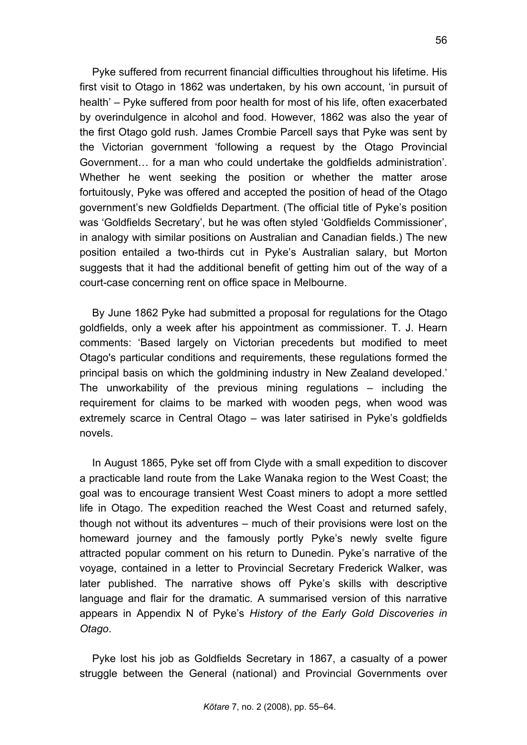Pyke suffered from recurrent financial difficulties throughout his lifetime. His first visit to Otago in 1862 was undertaken, by his own account, 'in pursuit of health' – Pyke suffered from poor health for most of his life, often exacerbated by overindulgence in alcohol and food. However, 1862 was also the year of the first Otago gold rush. James Crombie Parcell says that Pyke was sent by the Victorian government 'following a request by the Otago Provincial Government… for a man who could undertake the goldfields administration'. Whether he went seeking the position or whether the matter arose fortuitously, Pyke was offered and accepted the position of head of the Otago government's new Goldfields Department. (The official title of Pyke's position was 'Goldfields Secretary', but he was often styled 'Goldfields Commissioner', in analogy with similar positions on Australian and Canadian fields.) The new position entailed a two-thirds cut in Pyke's Australian salary, but Morton suggests that it had the additional benefit of getting him out of the way of a court-case concerning rent on office space in Melbourne.

By June 1862 Pyke had submitted a proposal for regulations for the Otago goldfields, only a week after his appointment as commissioner. T. J. Hearn comments: 'Based largely on Victorian precedents but modified to meet Otago's particular conditions and requirements, these regulations formed the principal basis on which the goldmining industry in New Zealand developed.' The unworkability of the previous mining regulations – including the requirement for claims to be marked with wooden pegs, when wood was extremely scarce in Central Otago – was later satirised in Pyke's goldfields novels.

In August 1865, Pyke set off from Clyde with a small expedition to discover a practicable land route from the Lake Wanaka region to the West Coast; the goal was to encourage transient West Coast miners to adopt a more settled life in Otago. The expedition reached the West Coast and returned safely, though not without its adventures – much of their provisions were lost on the homeward journey and the famously portly Pyke's newly svelte figure attracted popular comment on his return to Dunedin. Pyke's narrative of the voyage, contained in a letter to Provincial Secretary Frederick Walker, was later published. The narrative shows off Pyke's skills with descriptive language and flair for the dramatic. A summarised version of this narrative appears in Appendix N of Pyke's *History of the Early Gold Discoveries in Otago*.

Pyke lost his job as Goldfields Secretary in 1867, a casualty of a power struggle between the General (national) and Provincial Governments over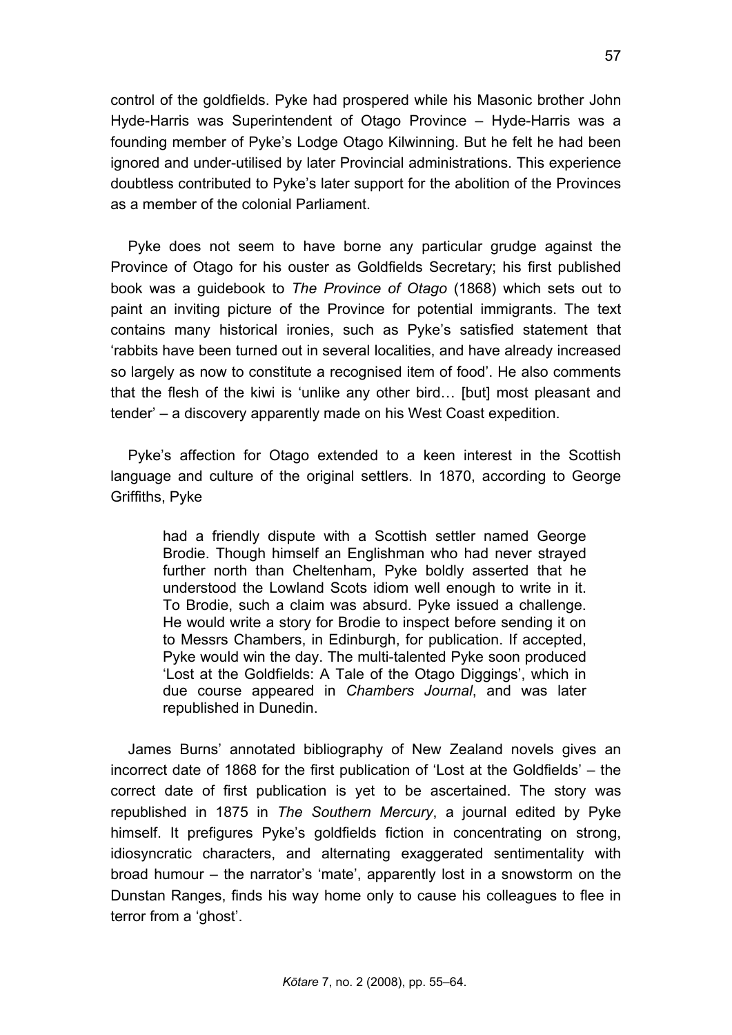control of the goldfields. Pyke had prospered while his Masonic brother John Hyde-Harris was Superintendent of Otago Province – Hyde-Harris was a founding member of Pyke's Lodge Otago Kilwinning. But he felt he had been ignored and under-utilised by later Provincial administrations. This experience doubtless contributed to Pyke's later support for the abolition of the Provinces as a member of the colonial Parliament.

Pyke does not seem to have borne any particular grudge against the Province of Otago for his ouster as Goldfields Secretary; his first published book was a guidebook to *The Province of Otago* (1868) which sets out to paint an inviting picture of the Province for potential immigrants. The text contains many historical ironies, such as Pyke's satisfied statement that 'rabbits have been turned out in several localities, and have already increased so largely as now to constitute a recognised item of food'. He also comments that the flesh of the kiwi is 'unlike any other bird… [but] most pleasant and tender' – a discovery apparently made on his West Coast expedition.

Pyke's affection for Otago extended to a keen interest in the Scottish language and culture of the original settlers. In 1870, according to George Griffiths, Pyke

> had a friendly dispute with a Scottish settler named George Brodie. Though himself an Englishman who had never strayed further north than Cheltenham, Pyke boldly asserted that he understood the Lowland Scots idiom well enough to write in it. To Brodie, such a claim was absurd. Pyke issued a challenge. He would write a story for Brodie to inspect before sending it on to Messrs Chambers, in Edinburgh, for publication. If accepted, Pyke would win the day. The multi-talented Pyke soon produced 'Lost at the Goldfields: A Tale of the Otago Diggings', which in due course appeared in *Chambers Journal*, and was later republished in Dunedin.

James Burns' annotated bibliography of New Zealand novels gives an incorrect date of 1868 for the first publication of 'Lost at the Goldfields' – the correct date of first publication is yet to be ascertained. The story was republished in 1875 in *The Southern Mercury*, a journal edited by Pyke himself. It prefigures Pyke's goldfields fiction in concentrating on strong, idiosyncratic characters, and alternating exaggerated sentimentality with broad humour – the narrator's 'mate', apparently lost in a snowstorm on the Dunstan Ranges, finds his way home only to cause his colleagues to flee in terror from a 'ghost'.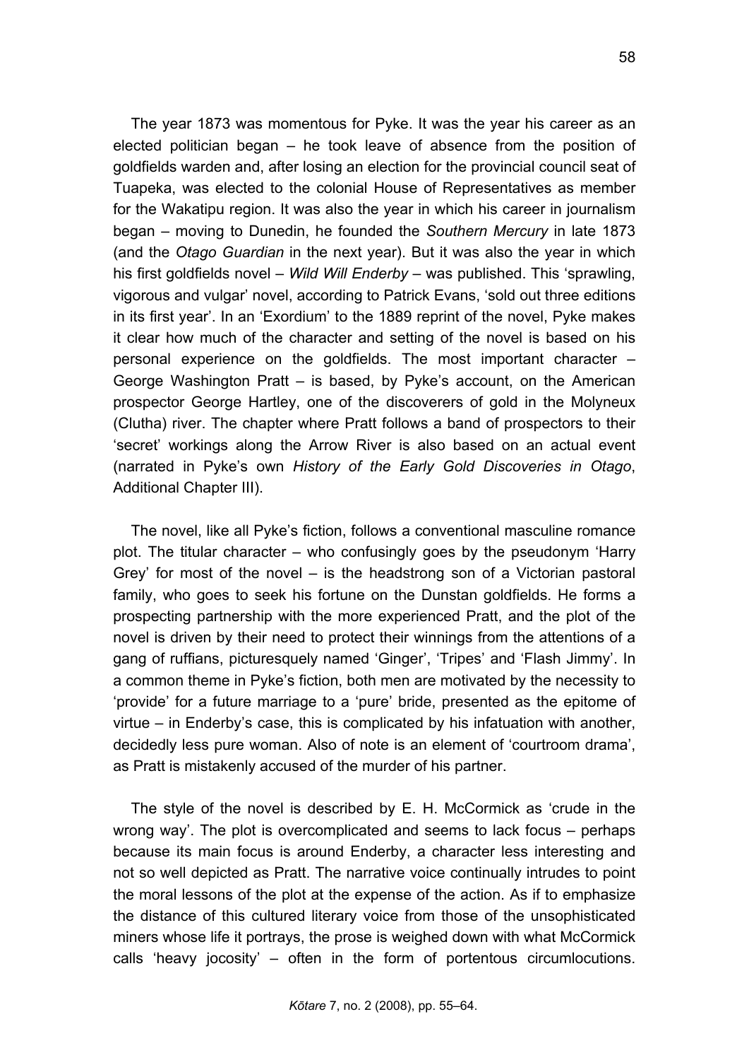The year 1873 was momentous for Pyke. It was the year his career as an elected politician began – he took leave of absence from the position of goldfields warden and, after losing an election for the provincial council seat of Tuapeka, was elected to the colonial House of Representatives as member for the Wakatipu region. It was also the year in which his career in journalism began – moving to Dunedin, he founded the *Southern Mercury* in late 1873 (and the *Otago Guardian* in the next year). But it was also the year in which his first goldfields novel – *Wild Will Enderby* – was published. This 'sprawling, vigorous and vulgar' novel, according to Patrick Evans, 'sold out three editions in its first year'. In an 'Exordium' to the 1889 reprint of the novel, Pyke makes it clear how much of the character and setting of the novel is based on his personal experience on the goldfields. The most important character – George Washington Pratt – is based, by Pyke's account, on the American prospector George Hartley, one of the discoverers of gold in the Molyneux (Clutha) river. The chapter where Pratt follows a band of prospectors to their 'secret' workings along the Arrow River is also based on an actual event (narrated in Pyke's own *History of the Early Gold Discoveries in Otago*, Additional Chapter III).

The novel, like all Pyke's fiction, follows a conventional masculine romance plot. The titular character – who confusingly goes by the pseudonym 'Harry Grey' for most of the novel – is the headstrong son of a Victorian pastoral family, who goes to seek his fortune on the Dunstan goldfields. He forms a prospecting partnership with the more experienced Pratt, and the plot of the novel is driven by their need to protect their winnings from the attentions of a gang of ruffians, picturesquely named 'Ginger', 'Tripes' and 'Flash Jimmy'. In a common theme in Pyke's fiction, both men are motivated by the necessity to 'provide' for a future marriage to a 'pure' bride, presented as the epitome of virtue – in Enderby's case, this is complicated by his infatuation with another, decidedly less pure woman. Also of note is an element of 'courtroom drama', as Pratt is mistakenly accused of the murder of his partner.

The style of the novel is described by E. H. McCormick as 'crude in the wrong way'. The plot is overcomplicated and seems to lack focus – perhaps because its main focus is around Enderby, a character less interesting and not so well depicted as Pratt. The narrative voice continually intrudes to point the moral lessons of the plot at the expense of the action. As if to emphasize the distance of this cultured literary voice from those of the unsophisticated miners whose life it portrays, the prose is weighed down with what McCormick calls 'heavy jocosity' – often in the form of portentous circumlocutions.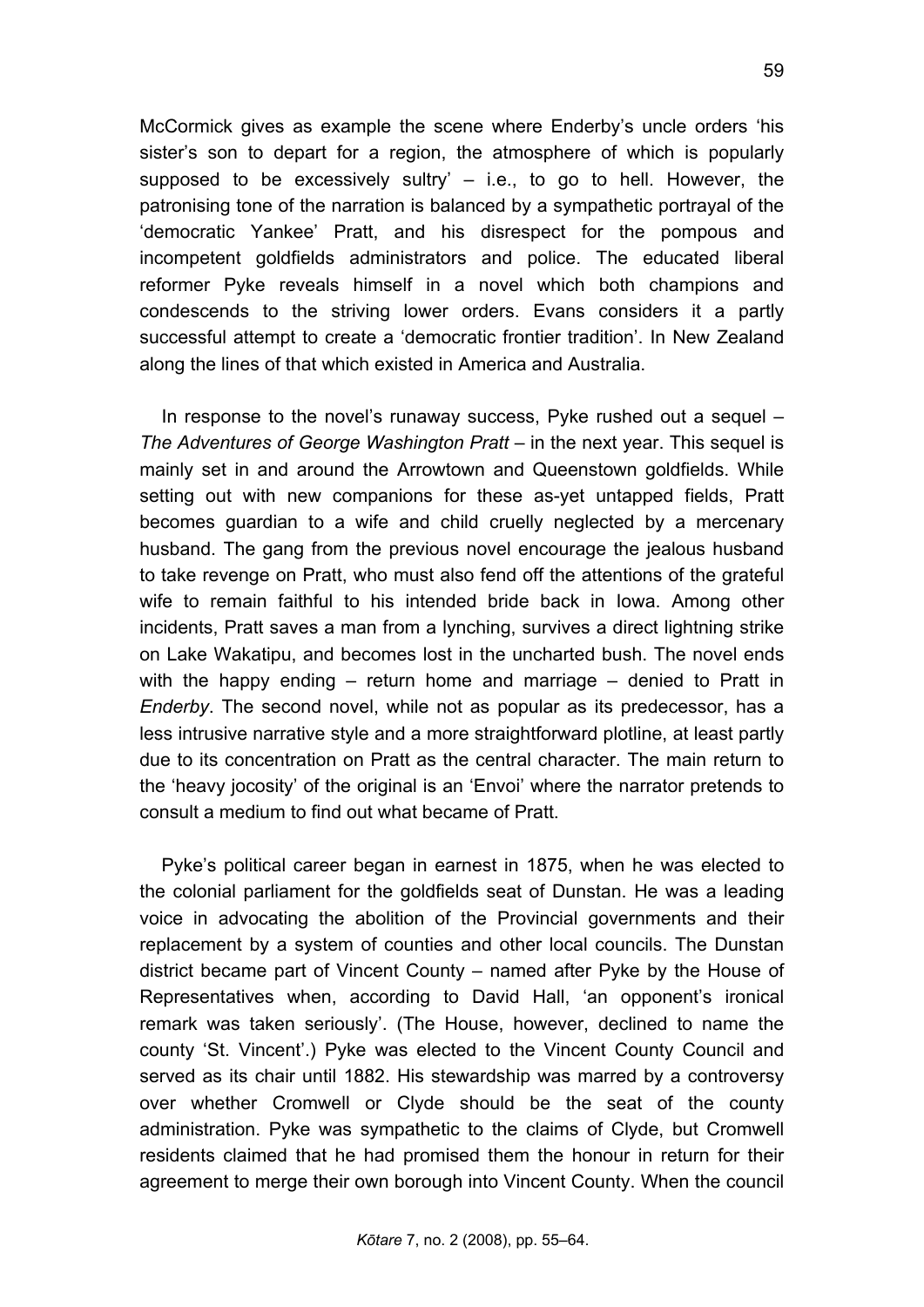McCormick gives as example the scene where Enderby's uncle orders 'his sister's son to depart for a region, the atmosphere of which is popularly supposed to be excessively sultry' – i.e., to go to hell. However, the patronising tone of the narration is balanced by a sympathetic portrayal of the 'democratic Yankee' Pratt, and his disrespect for the pompous and incompetent goldfields administrators and police. The educated liberal reformer Pyke reveals himself in a novel which both champions and condescends to the striving lower orders. Evans considers it a partly successful attempt to create a 'democratic frontier tradition'. In New Zealand along the lines of that which existed in America and Australia.

In response to the novel's runaway success, Pyke rushed out a sequel – *The Adventures of George Washington Pratt* – in the next year. This sequel is mainly set in and around the Arrowtown and Queenstown goldfields. While setting out with new companions for these as-yet untapped fields, Pratt becomes guardian to a wife and child cruelly neglected by a mercenary husband. The gang from the previous novel encourage the jealous husband to take revenge on Pratt, who must also fend off the attentions of the grateful wife to remain faithful to his intended bride back in Iowa. Among other incidents, Pratt saves a man from a lynching, survives a direct lightning strike on Lake Wakatipu, and becomes lost in the uncharted bush. The novel ends with the happy ending – return home and marriage – denied to Pratt in *Enderby*. The second novel, while not as popular as its predecessor, has a less intrusive narrative style and a more straightforward plotline, at least partly due to its concentration on Pratt as the central character. The main return to the 'heavy jocosity' of the original is an 'Envoi' where the narrator pretends to consult a medium to find out what became of Pratt.

Pyke's political career began in earnest in 1875, when he was elected to the colonial parliament for the goldfields seat of Dunstan. He was a leading voice in advocating the abolition of the Provincial governments and their replacement by a system of counties and other local councils. The Dunstan district became part of Vincent County – named after Pyke by the House of Representatives when, according to David Hall, 'an opponent's ironical remark was taken seriously'. (The House, however, declined to name the county 'St. Vincent'.) Pyke was elected to the Vincent County Council and served as its chair until 1882. His stewardship was marred by a controversy over whether Cromwell or Clyde should be the seat of the county administration. Pyke was sympathetic to the claims of Clyde, but Cromwell residents claimed that he had promised them the honour in return for their agreement to merge their own borough into Vincent County. When the council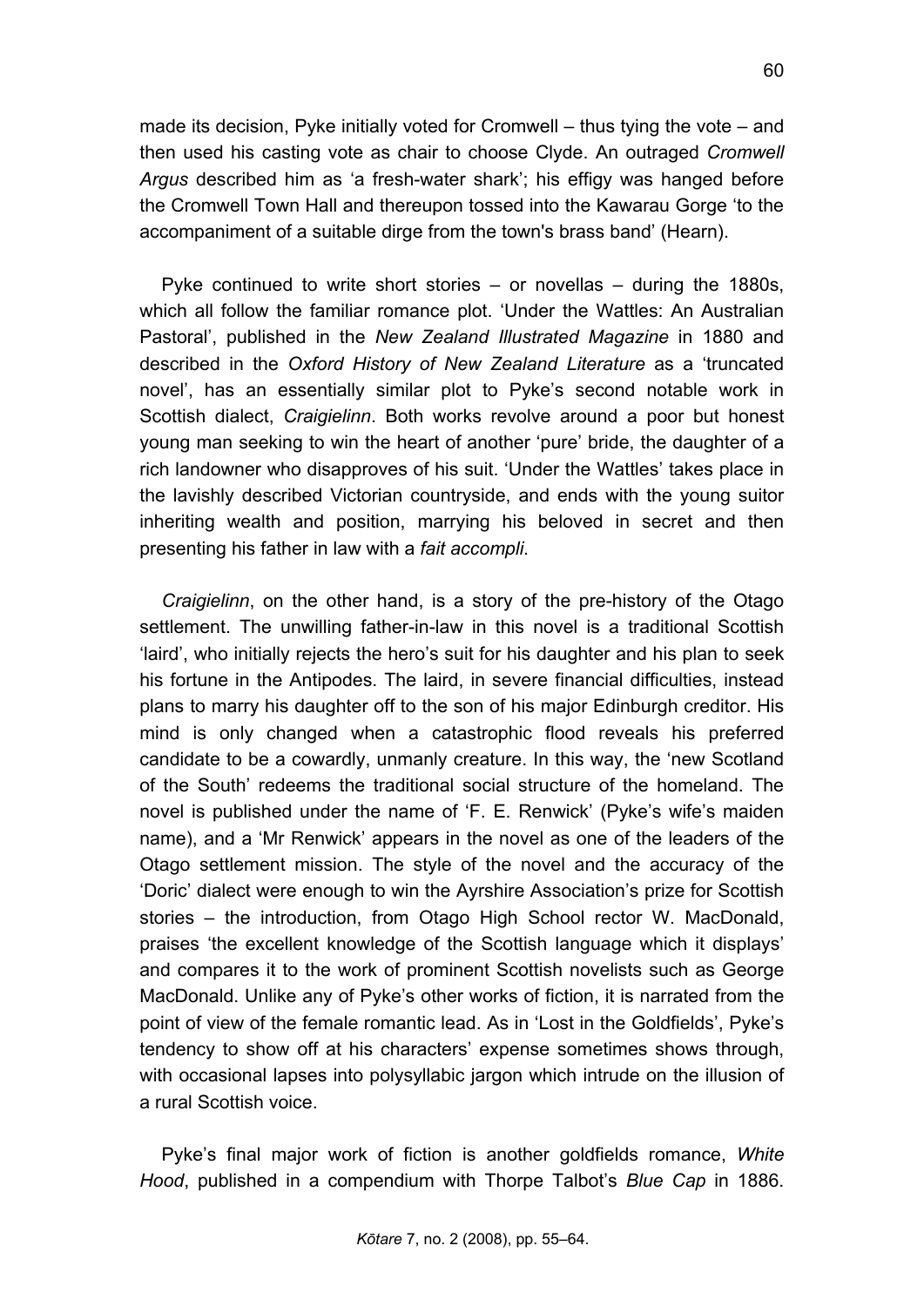made its decision, Pyke initially voted for Cromwell – thus tying the vote – and then used his casting vote as chair to choose Clyde. An outraged *Cromwell Argus* described him as 'a fresh-water shark'; his effigy was hanged before the Cromwell Town Hall and thereupon tossed into the Kawarau Gorge 'to the accompaniment of a suitable dirge from the town's brass band' (Hearn).

Pyke continued to write short stories – or novellas – during the 1880s, which all follow the familiar romance plot. 'Under the Wattles: An Australian Pastoral', published in the *New Zealand Illustrated Magazine* in 1880 and described in the *Oxford History of New Zealand Literature* as a 'truncated novel', has an essentially similar plot to Pyke's second notable work in Scottish dialect, *Craigielinn*. Both works revolve around a poor but honest young man seeking to win the heart of another 'pure' bride, the daughter of a rich landowner who disapproves of his suit. 'Under the Wattles' takes place in the lavishly described Victorian countryside, and ends with the young suitor inheriting wealth and position, marrying his beloved in secret and then presenting his father in law with a *fait accompli*.

*Craigielinn*, on the other hand, is a story of the pre-history of the Otago settlement. The unwilling father-in-law in this novel is a traditional Scottish 'laird', who initially rejects the hero's suit for his daughter and his plan to seek his fortune in the Antipodes. The laird, in severe financial difficulties, instead plans to marry his daughter off to the son of his major Edinburgh creditor. His mind is only changed when a catastrophic flood reveals his preferred candidate to be a cowardly, unmanly creature. In this way, the 'new Scotland of the South' redeems the traditional social structure of the homeland. The novel is published under the name of 'F. E. Renwick' (Pyke's wife's maiden name), and a 'Mr Renwick' appears in the novel as one of the leaders of the Otago settlement mission. The style of the novel and the accuracy of the 'Doric' dialect were enough to win the Ayrshire Association's prize for Scottish stories – the introduction, from Otago High School rector W. MacDonald, praises 'the excellent knowledge of the Scottish language which it displays' and compares it to the work of prominent Scottish novelists such as George MacDonald. Unlike any of Pyke's other works of fiction, it is narrated from the point of view of the female romantic lead. As in 'Lost in the Goldfields', Pyke's tendency to show off at his characters' expense sometimes shows through, with occasional lapses into polysyllabic jargon which intrude on the illusion of a rural Scottish voice.

Pyke's final major work of fiction is another goldfields romance, *White Hood*, published in a compendium with Thorpe Talbot's *Blue Cap* in 1886.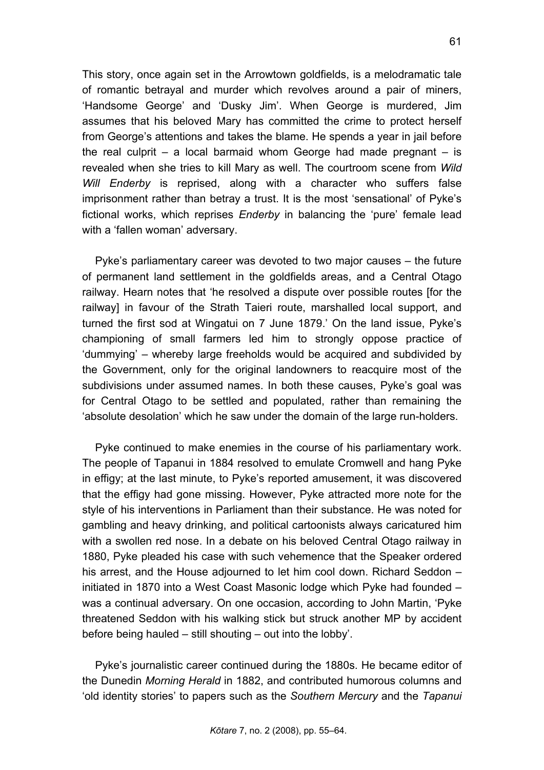This story, once again set in the Arrowtown goldfields, is a melodramatic tale of romantic betrayal and murder which revolves around a pair of miners, 'Handsome George' and 'Dusky Jim'. When George is murdered, Jim assumes that his beloved Mary has committed the crime to protect herself from George's attentions and takes the blame. He spends a year in jail before the real culprit – a local barmaid whom George had made pregnant – is revealed when she tries to kill Mary as well. The courtroom scene from *Wild Will Enderby* is reprised, along with a character who suffers false imprisonment rather than betray a trust. It is the most 'sensational' of Pyke's fictional works, which reprises *Enderby* in balancing the 'pure' female lead with a 'fallen woman' adversary.

Pyke's parliamentary career was devoted to two major causes – the future of permanent land settlement in the goldfields areas, and a Central Otago railway. Hearn notes that 'he resolved a dispute over possible routes [for the railway] in favour of the Strath Taieri route, marshalled local support, and turned the first sod at Wingatui on 7 June 1879.' On the land issue, Pyke's championing of small farmers led him to strongly oppose practice of 'dummying' – whereby large freeholds would be acquired and subdivided by the Government, only for the original landowners to reacquire most of the subdivisions under assumed names. In both these causes, Pyke's goal was for Central Otago to be settled and populated, rather than remaining the 'absolute desolation' which he saw under the domain of the large run-holders.

Pyke continued to make enemies in the course of his parliamentary work. The people of Tapanui in 1884 resolved to emulate Cromwell and hang Pyke in effigy; at the last minute, to Pyke's reported amusement, it was discovered that the effigy had gone missing. However, Pyke attracted more note for the style of his interventions in Parliament than their substance. He was noted for gambling and heavy drinking, and political cartoonists always caricatured him with a swollen red nose. In a debate on his beloved Central Otago railway in 1880, Pyke pleaded his case with such vehemence that the Speaker ordered his arrest, and the House adjourned to let him cool down. Richard Seddon – initiated in 1870 into a West Coast Masonic lodge which Pyke had founded – was a continual adversary. On one occasion, according to John Martin, 'Pyke threatened Seddon with his walking stick but struck another MP by accident before being hauled – still shouting – out into the lobby'.

Pyke's journalistic career continued during the 1880s. He became editor of the Dunedin *Morning Herald* in 1882, and contributed humorous columns and 'old identity stories' to papers such as the *Southern Mercury* and the *Tapanui*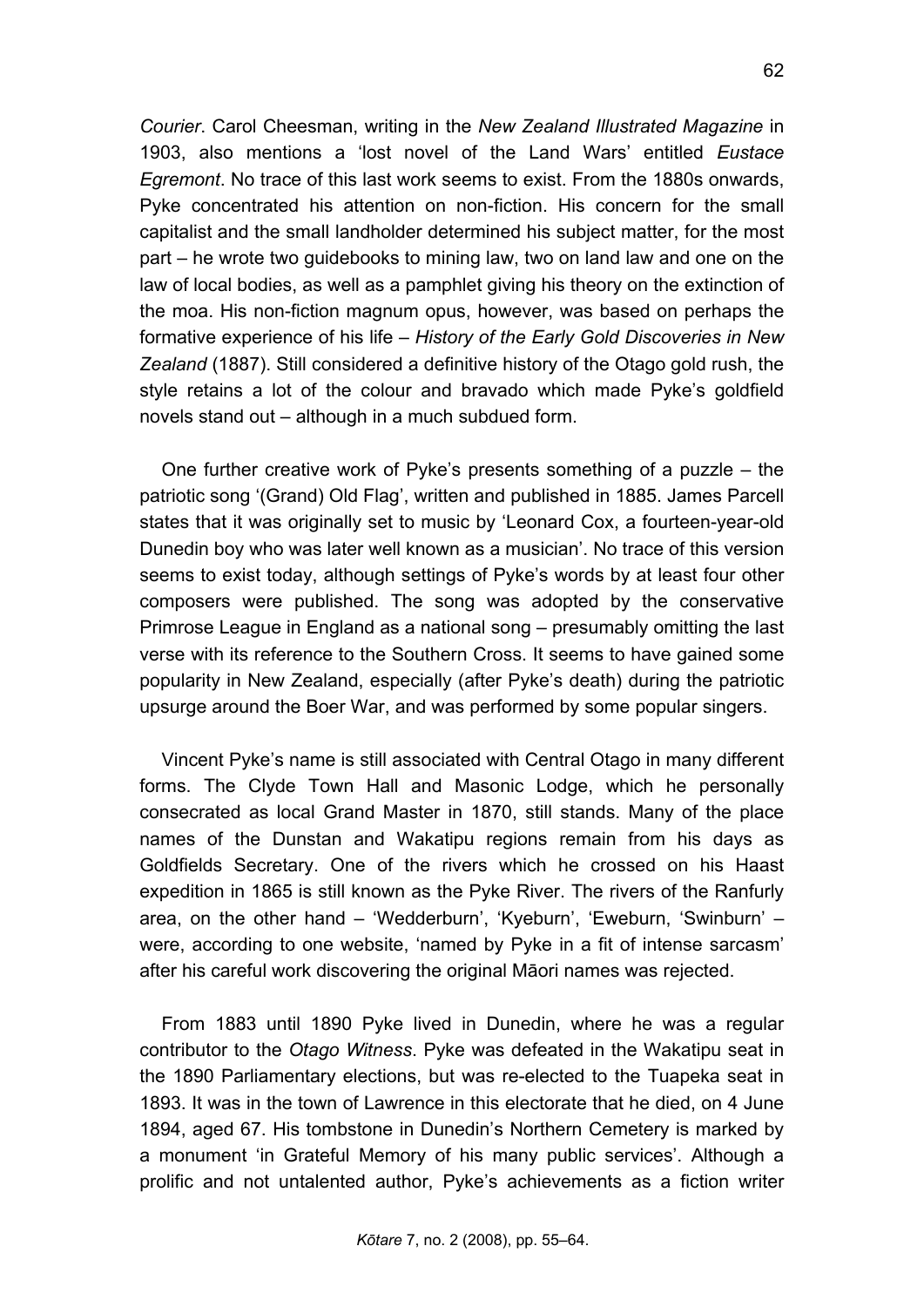*Courier*. Carol Cheesman, writing in the *New Zealand Illustrated Magazine* in 1903, also mentions a 'lost novel of the Land Wars' entitled *Eustace Egremont*. No trace of this last work seems to exist. From the 1880s onwards, Pyke concentrated his attention on non-fiction. His concern for the small capitalist and the small landholder determined his subject matter, for the most part – he wrote two guidebooks to mining law, two on land law and one on the law of local bodies, as well as a pamphlet giving his theory on the extinction of the moa. His non-fiction magnum opus, however, was based on perhaps the formative experience of his life – *History of the Early Gold Discoveries in New Zealand* (1887). Still considered a definitive history of the Otago gold rush, the style retains a lot of the colour and bravado which made Pyke's goldfield novels stand out – although in a much subdued form.

One further creative work of Pyke's presents something of a puzzle – the patriotic song '(Grand) Old Flag', written and published in 1885. James Parcell states that it was originally set to music by 'Leonard Cox, a fourteen-year-old Dunedin boy who was later well known as a musician'. No trace of this version seems to exist today, although settings of Pyke's words by at least four other composers were published. The song was adopted by the conservative Primrose League in England as a national song – presumably omitting the last verse with its reference to the Southern Cross. It seems to have gained some popularity in New Zealand, especially (after Pyke's death) during the patriotic upsurge around the Boer War, and was performed by some popular singers.

Vincent Pyke's name is still associated with Central Otago in many different forms. The Clyde Town Hall and Masonic Lodge, which he personally consecrated as local Grand Master in 1870, still stands. Many of the place names of the Dunstan and Wakatipu regions remain from his days as Goldfields Secretary. One of the rivers which he crossed on his Haast expedition in 1865 is still known as the Pyke River. The rivers of the Ranfurly area, on the other hand – 'Wedderburn', 'Kyeburn', 'Eweburn, 'Swinburn' – were, according to one website, 'named by Pyke in a fit of intense sarcasm' after his careful work discovering the original Māori names was rejected.

From 1883 until 1890 Pyke lived in Dunedin, where he was a regular contributor to the *Otago Witness*. Pyke was defeated in the Wakatipu seat in the 1890 Parliamentary elections, but was re-elected to the Tuapeka seat in 1893. It was in the town of Lawrence in this electorate that he died, on 4 June 1894, aged 67. His tombstone in Dunedin's Northern Cemetery is marked by a monument 'in Grateful Memory of his many public services'. Although a prolific and not untalented author, Pyke's achievements as a fiction writer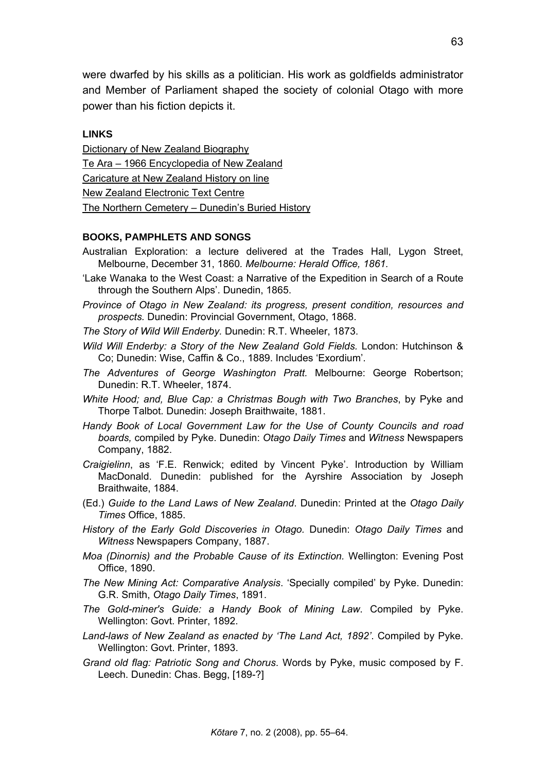were dwarfed by his skills as a politician. His work as goldfields administrator and Member of Parliament shaped the society of colonial Otago with more power than his fiction depicts it.

**LINKS**

Dictionary of New Zealand Biography
Te Ara – 1966 Encyclopedia of New Zealand
Caricature at New Zealand History on line
New Zealand Electronic Text Centre
The Northern Cemetery – Dunedin's Buried History

**BOOKS, PAMPHLETS AND SONGS**

Australian Exploration: a lecture delivered at the Trades Hall, Lygon Street, Melbourne, December 31, 1860*. Melbourne: Herald Office, 1861.*

'Lake Wanaka to the West Coast: a Narrative of the Expedition in Search of a Route through the Southern Alps'. Dunedin, 1865.

*Province of Otago in New Zealand: its progress, present condition, resources and prospects.* Dunedin: Provincial Government, Otago, 1868.

*The Story of Wild Will Enderby.* Dunedin: R.T. Wheeler, 1873.

*Wild Will Enderby: a Story of the New Zealand Gold Fields.* London: Hutchinson & Co; Dunedin: Wise, Caffin & Co., 1889. Includes 'Exordium'.

*The Adventures of George Washington Pratt.* Melbourne: George Robertson; Dunedin: R.T. Wheeler, 1874.

*White Hood; and, Blue Cap: a Christmas Bough with Two Branches*, by Pyke and Thorpe Talbot. Dunedin: Joseph Braithwaite, 1881.

*Handy Book of Local Government Law for the Use of County Councils and road boards,* compiled by Pyke. Dunedin: *Otago Daily Times* and *Witness* Newspapers Company, 1882.

*Craigielinn*, as 'F.E. Renwick; edited by Vincent Pyke'. Introduction by William MacDonald. Dunedin: published for the Ayrshire Association by Joseph Braithwaite, 1884.

(Ed.) *Guide to the Land Laws of New Zealand*. Dunedin: Printed at the *Otago Daily Times* Office, 1885.

*History of the Early Gold Discoveries in Otago.* Dunedin: *Otago Daily Times* and *Witness* Newspapers Company, 1887.

*Moa (Dinornis) and the Probable Cause of its Extinction.* Wellington: Evening Post Office, 1890.

*The New Mining Act: Comparative Analysis*. 'Specially compiled' by Pyke. Dunedin: G.R. Smith, *Otago Daily Times*, 1891.

*The Gold-miner's Guide: a Handy Book of Mining Law.* Compiled by Pyke. Wellington: Govt. Printer, 1892.

*Land-laws of New Zealand as enacted by 'The Land Act, 1892'*. Compiled by Pyke. Wellington: Govt. Printer, 1893.

*Grand old flag: Patriotic Song and Chorus*. Words by Pyke, music composed by F. Leech. Dunedin: Chas. Begg, [189-?]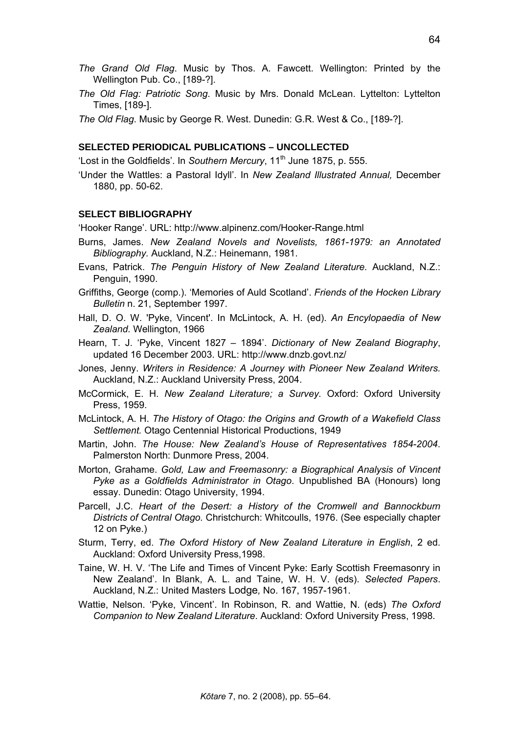*The Grand Old Flag*. Music by Thos. A. Fawcett. Wellington: Printed by the Wellington Pub. Co., [189-?].

*The Old Flag: Patriotic Song*. Music by Mrs. Donald McLean. Lyttelton: Lyttelton Times, [189-].

*The Old Flag*. Music by George R. West. Dunedin: G.R. West & Co., [189-?].

### SELECTED PERIODICAL PUBLICATIONS – UNCOLLECTED

'Lost in the Goldfields'. In *Southern Mercury*, 11th June 1875, p. 555.

'Under the Wattles: a Pastoral Idyll'. In *New Zealand Illustrated Annual,* December 1880, pp. 50-62.

### SELECT BIBLIOGRAPHY

'Hooker Range'. URL: http://www.alpinenz.com/Hooker-Range.html

Burns, James. *New Zealand Novels and Novelists, 1861-1979: an Annotated Bibliography*. Auckland, N.Z.: Heinemann, 1981.

Evans, Patrick. *The Penguin History of New Zealand Literature.* Auckland, N.Z.: Penguin, 1990.

Griffiths, George (comp.). 'Memories of Auld Scotland'. *Friends of the Hocken Library Bulletin* n. 21, September 1997.

Hall, D. O. W. 'Pyke, Vincent'. In McLintock, A. H. (ed). *An Encylopaedia of New Zealand*. Wellington, 1966

Hearn, T. J. 'Pyke, Vincent 1827 – 1894'. *Dictionary of New Zealand Biography*, updated 16 December 2003. URL: http://www.dnzb.govt.nz/

Jones, Jenny. *Writers in Residence: A Journey with Pioneer New Zealand Writers.* Auckland, N.Z.: Auckland University Press, 2004.

McCormick, E. H. *New Zealand Literature; a Survey.* Oxford: Oxford University Press, 1959.

McLintock, A. H. *The History of Otago: the Origins and Growth of a Wakefield Class Settlement.* Otago Centennial Historical Productions, 1949

Martin, John. *The House: New Zealand's House of Representatives 1854-2004*. Palmerston North: Dunmore Press, 2004.

Morton, Grahame. *Gold, Law and Freemasonry: a Biographical Analysis of Vincent Pyke as a Goldfields Administrator in Otago*. Unpublished BA (Honours) long essay. Dunedin: Otago University, 1994.

Parcell, J.C. *Heart of the Desert: a History of the Cromwell and Bannockburn Districts of Central Otago.* Christchurch: Whitcoulls, 1976. (See especially chapter 12 on Pyke.)

Sturm, Terry, ed. *The Oxford History of New Zealand Literature in English*, 2 ed. Auckland: Oxford University Press,1998.

Taine, W. H. V. 'The Life and Times of Vincent Pyke: Early Scottish Freemasonry in New Zealand'. In Blank, A. L. and Taine, W. H. V. (eds). *Selected Papers*. Auckland, N.Z.: United Masters Lodge, No. 167, 1957-1961.

Wattie, Nelson. 'Pyke, Vincent'. In Robinson, R. and Wattie, N. (eds) *The Oxford Companion to New Zealand Literature*. Auckland: Oxford University Press, 1998.